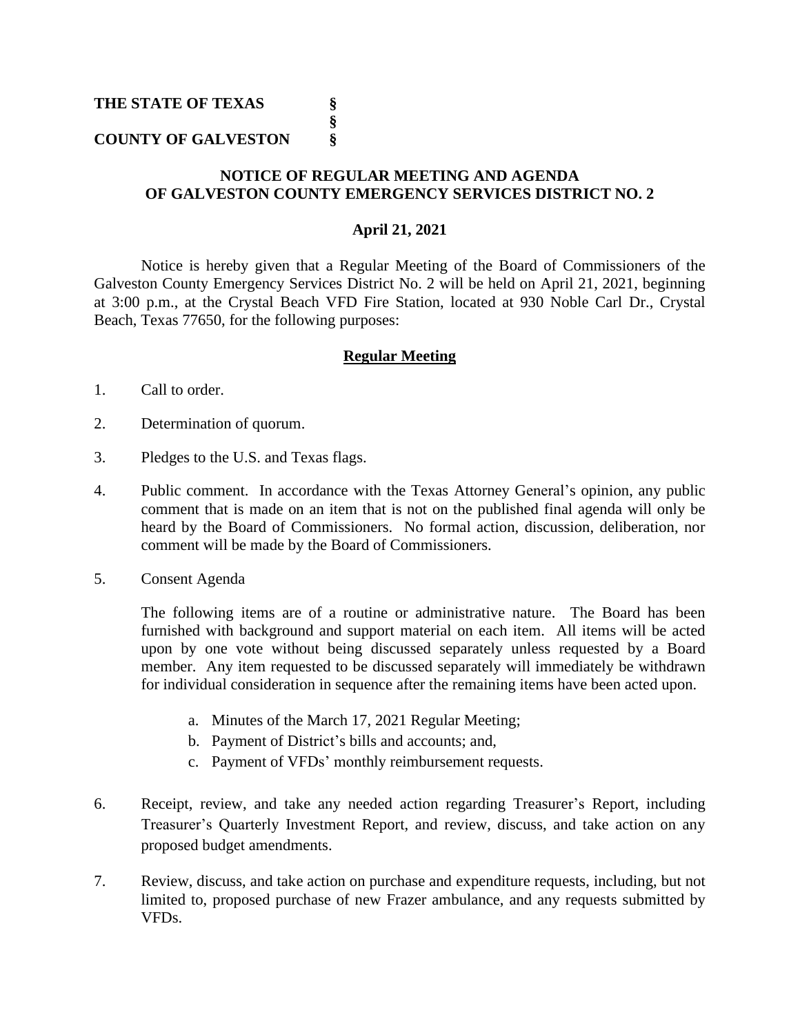**THE STATE OF TEXAS §**
**§**
**COUNTY OF GALVESTON §**

## NOTICE OF REGULAR MEETING AND AGENDA OF GALVESTON COUNTY EMERGENCY SERVICES DISTRICT NO. 2

**April 21, 2021**

Notice is hereby given that a Regular Meeting of the Board of Commissioners of the Galveston County Emergency Services District No. 2 will be held on April 21, 2021, beginning at 3:00 p.m., at the Crystal Beach VFD Fire Station, located at 930 Noble Carl Dr., Crystal Beach, Texas 77650, for the following purposes:

### Regular Meeting

1. Call to order.

2. Determination of quorum.

3. Pledges to the U.S. and Texas flags.

4. Public comment. In accordance with the Texas Attorney General's opinion, any public comment that is made on an item that is not on the published final agenda will only be heard by the Board of Commissioners. No formal action, discussion, deliberation, nor comment will be made by the Board of Commissioners.

5. Consent Agenda

   The following items are of a routine or administrative nature. The Board has been furnished with background and support material on each item. All items will be acted upon by one vote without being discussed separately unless requested by a Board member. Any item requested to be discussed separately will immediately be withdrawn for individual consideration in sequence after the remaining items have been acted upon.

   a. Minutes of the March 17, 2021 Regular Meeting;
   b. Payment of District's bills and accounts; and,
   c. Payment of VFDs' monthly reimbursement requests.

6. Receipt, review, and take any needed action regarding Treasurer's Report, including Treasurer's Quarterly Investment Report, and review, discuss, and take action on any proposed budget amendments.

7. Review, discuss, and take action on purchase and expenditure requests, including, but not limited to, proposed purchase of new Frazer ambulance, and any requests submitted by VFDs.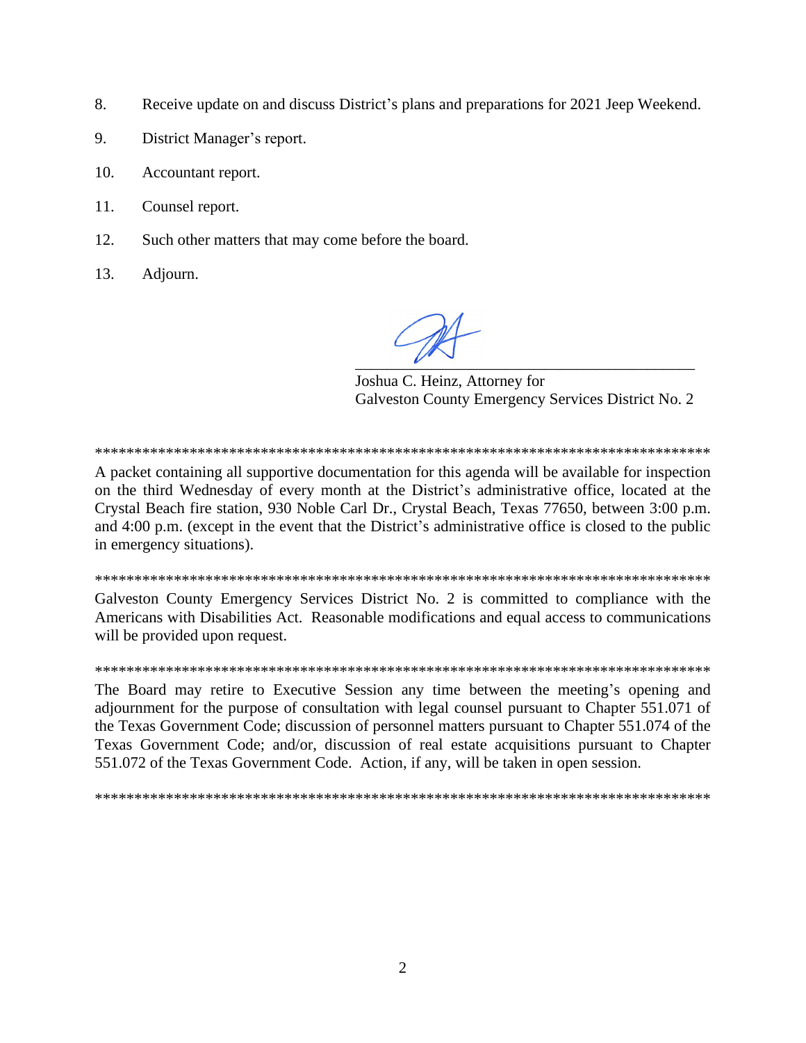8. Receive update on and discuss District's plans and preparations for 2021 Jeep Weekend.

9. District Manager's report.

10. Accountant report.

11. Counsel report.

12. Such other matters that may come before the board.

13. Adjourn.

Joshua C. Heinz, Attorney for
Galveston County Emergency Services District No. 2

*******************************************************************************

A packet containing all supportive documentation for this agenda will be available for inspection on the third Wednesday of every month at the District's administrative office, located at the Crystal Beach fire station, 930 Noble Carl Dr., Crystal Beach, Texas 77650, between 3:00 p.m. and 4:00 p.m. (except in the event that the District's administrative office is closed to the public in emergency situations).

*******************************************************************************

Galveston County Emergency Services District No. 2 is committed to compliance with the Americans with Disabilities Act. Reasonable modifications and equal access to communications will be provided upon request.

*******************************************************************************

The Board may retire to Executive Session any time between the meeting's opening and adjournment for the purpose of consultation with legal counsel pursuant to Chapter 551.071 of the Texas Government Code; discussion of personnel matters pursuant to Chapter 551.074 of the Texas Government Code; and/or, discussion of real estate acquisitions pursuant to Chapter 551.072 of the Texas Government Code. Action, if any, will be taken in open session.

*******************************************************************************